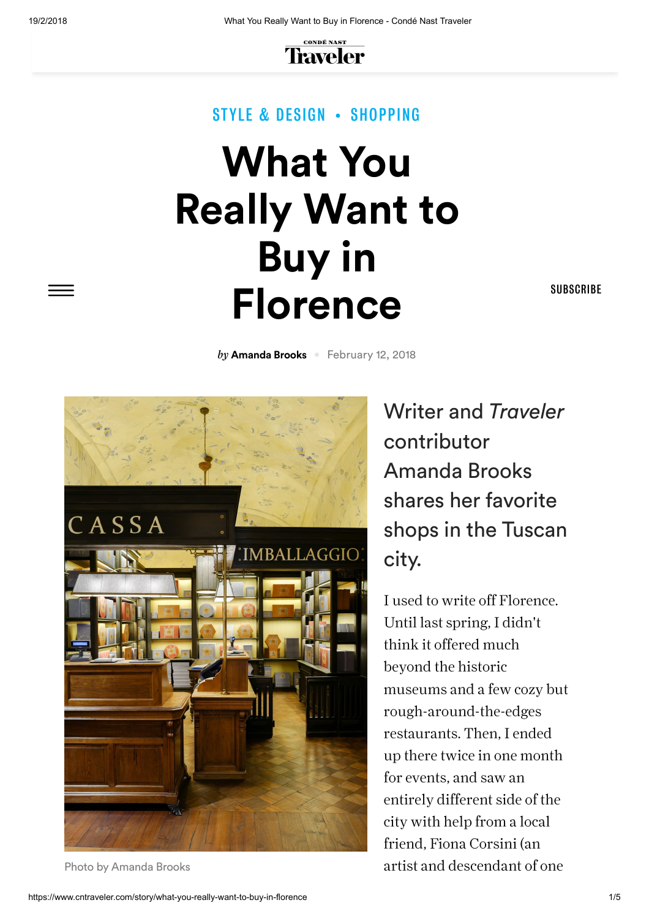STYLE & DESIGN • SHOPPING

# What You Really Want to Buy in Florence

*by* **Amanda Brooks** • February 12, 2018

Photo by Amanda Brooks

Writer and *Traveler* contributor Amanda Brooks shares her favorite shops in the Tuscan city.

I used to write off Florence. Until last spring, I didn't think it offered much beyond the historic museums and a few cozy but rough-around-the-edges restaurants. Then, I ended up there twice in one month for events, and saw an entirely different side of the city with help from a local friend, Fiona Corsini (an artist and descendant of one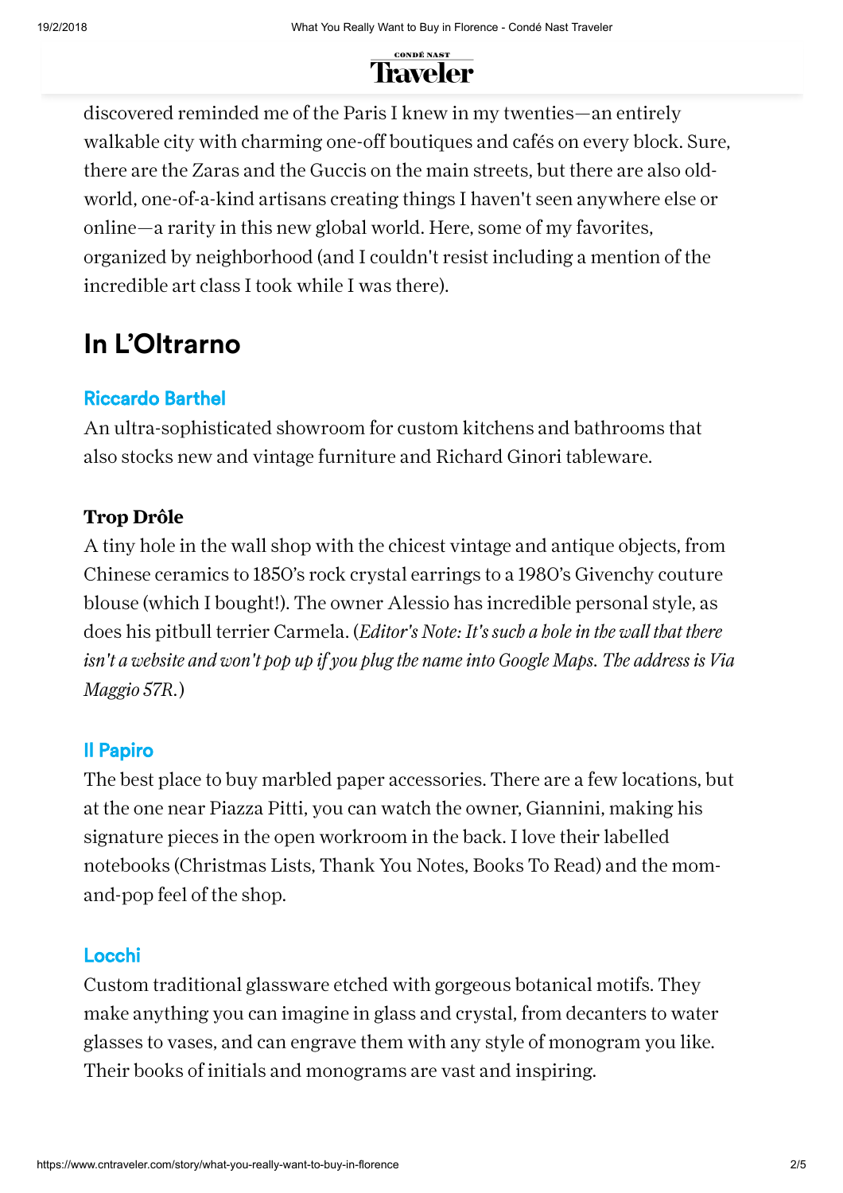discovered reminded me of the Paris I knew in my twenties—an entirely walkable city with charming one-off boutiques and cafés on every block. Sure, there are the Zaras and the Guccis on the main streets, but there are also old-world, one-of-a-kind artisans creating things I haven't seen anywhere else or online—a rarity in this new global world. Here, some of my favorites, organized by neighborhood (and I couldn't resist including a mention of the incredible art class I took while I was there).

## In L'Oltrarno

### Riccardo Barthel

An ultra-sophisticated showroom for custom kitchens and bathrooms that also stocks new and vintage furniture and Richard Ginori tableware.

### Trop Drôle

A tiny hole in the wall shop with the chicest vintage and antique objects, from Chinese ceramics to 1850's rock crystal earrings to a 1980's Givenchy couture blouse (which I bought!). The owner Alessio has incredible personal style, as does his pitbull terrier Carmela. (*Editor's Note: It's such a hole in the wall that there isn't a website and won't pop up if you plug the name into Google Maps. The address is Via Maggio 57R.*)

### Il Papiro

The best place to buy marbled paper accessories. There are a few locations, but at the one near Piazza Pitti, you can watch the owner, Giannini, making his signature pieces in the open workroom in the back. I love their labelled notebooks (Christmas Lists, Thank You Notes, Books To Read) and the mom-and-pop feel of the shop.

### Locchi

Custom traditional glassware etched with gorgeous botanical motifs. They make anything you can imagine in glass and crystal, from decanters to water glasses to vases, and can engrave them with any style of monogram you like. Their books of initials and monograms are vast and inspiring.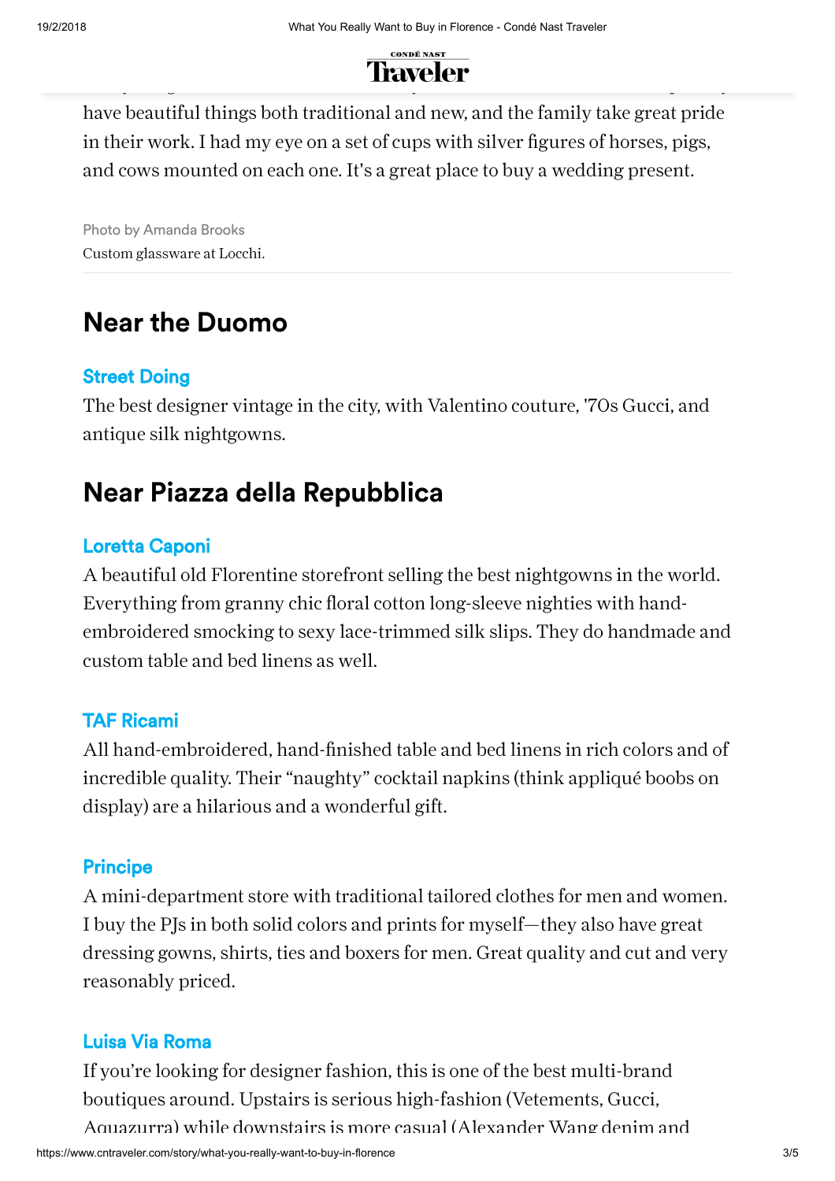have beautiful things both traditional and new, and the family take great pride in their work. I had my eye on a set of cups with silver figures of horses, pigs, and cows mounted on each one. It's a great place to buy a wedding present.

Photo by Amanda Brooks
Custom glassware at Locchi.

## Near the Duomo

### Street Doing

The best designer vintage in the city, with Valentino couture, '70s Gucci, and antique silk nightgowns.

## Near Piazza della Repubblica

### Loretta Caponi

A beautiful old Florentine storefront selling the best nightgowns in the world. Everything from granny chic floral cotton long-sleeve nighties with hand-embroidered smocking to sexy lace-trimmed silk slips. They do handmade and custom table and bed linens as well.

### TAF Ricami

All hand-embroidered, hand-finished table and bed linens in rich colors and of incredible quality. Their "naughty" cocktail napkins (think appliqué boobs on display) are a hilarious and a wonderful gift.

### Principe

A mini-department store with traditional tailored clothes for men and women. I buy the PJs in both solid colors and prints for myself—they also have great dressing gowns, shirts, ties and boxers for men. Great quality and cut and very reasonably priced.

### Luisa Via Roma

If you're looking for designer fashion, this is one of the best multi-brand boutiques around. Upstairs is serious high-fashion (Vetements, Gucci, Aquazurra) while downstairs is more casual (Alexander Wang denim and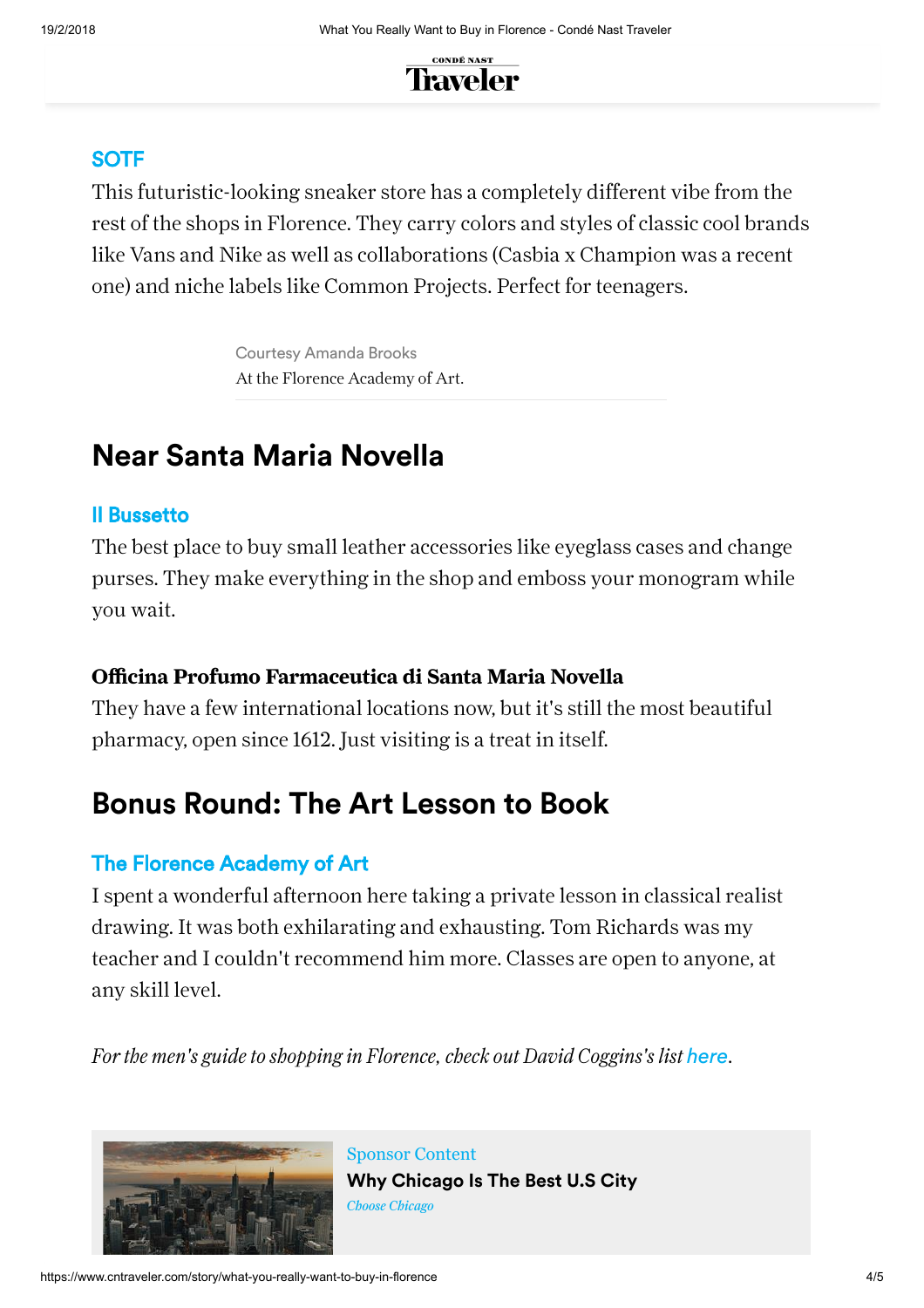### SOTF

This futuristic-looking sneaker store has a completely different vibe from the rest of the shops in Florence. They carry colors and styles of classic cool brands like Vans and Nike as well as collaborations (Casbia x Champion was a recent one) and niche labels like Common Projects. Perfect for teenagers.

Courtesy Amanda Brooks
At the Florence Academy of Art.

## Near Santa Maria Novella

### Il Bussetto

The best place to buy small leather accessories like eyeglass cases and change purses. They make everything in the shop and emboss your monogram while you wait.

### Officina Profumo Farmaceutica di Santa Maria Novella

They have a few international locations now, but it's still the most beautiful pharmacy, open since 1612. Just visiting is a treat in itself.

## Bonus Round: The Art Lesson to Book

### The Florence Academy of Art

I spent a wonderful afternoon here taking a private lesson in classical realist drawing. It was both exhilarating and exhausting. Tom Richards was my teacher and I couldn't recommend him more. Classes are open to anyone, at any skill level.

*For the men's guide to shopping in Florence, check out David Coggins's list here.*

Sponsor Content
**Why Chicago Is The Best U.S City**
*Choose Chicago*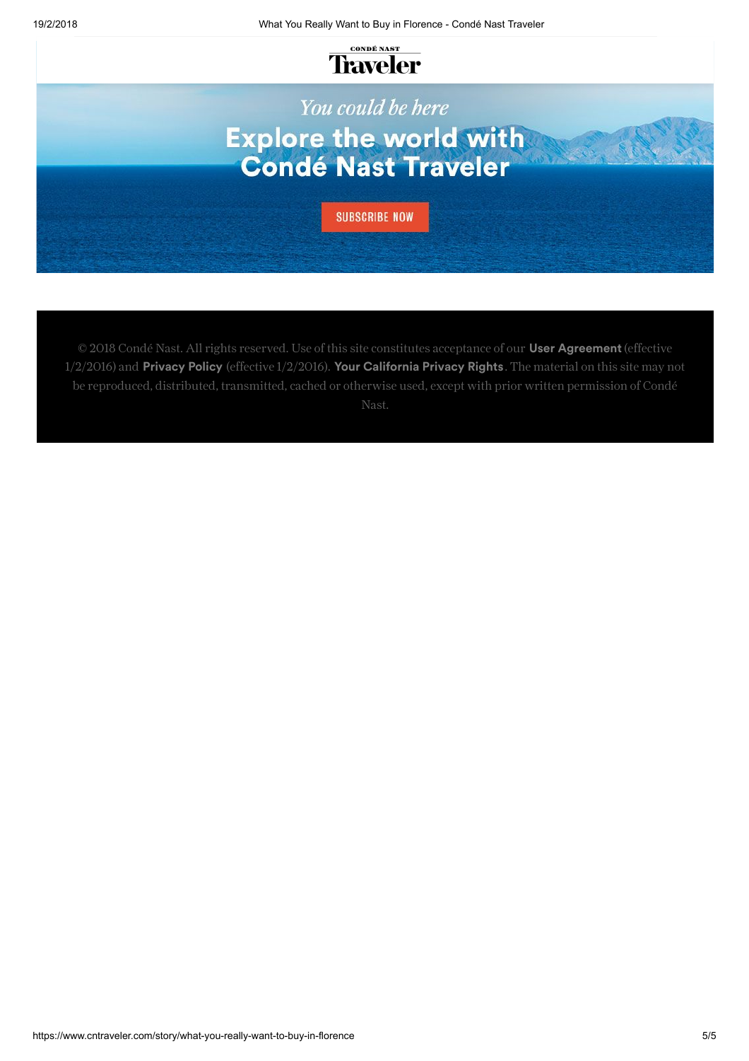CONDÉ NAST

Traveler

*You could be here*

**Explore the world with Condé Nast Traveler**

SUBSCRIBE NOW

© 2018 Condé Nast. All rights reserved. Use of this site constitutes acceptance of our **User Agreement** (effective 1/2/2016) and **Privacy Policy** (effective 1/2/2016). **Your California Privacy Rights**. The material on this site may not be reproduced, distributed, transmitted, cached or otherwise used, except with prior written permission of Condé Nast.